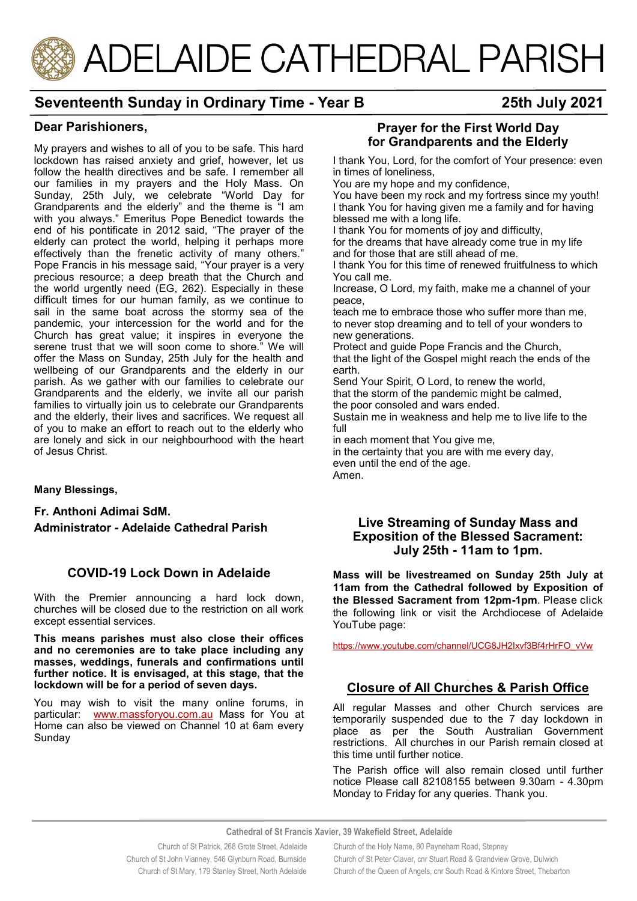# ADELAIDE CATHEDRAL PARISH

## Seventeenth Sunday in Ordinary Time - Year B

**25th July 2021**

### Dear Parishioners,

My prayers and wishes to all of you to be safe. This hard lockdown has raised anxiety and grief, however, let us follow the health directives and be safe. I remember all our families in my prayers and the Holy Mass. On Sunday, 25th July, we celebrate "World Day for Grandparents and the elderly" and the theme is "I am with you always." Emeritus Pope Benedict towards the end of his pontificate in 2012 said, "The prayer of the elderly can protect the world, helping it perhaps more effectively than the frenetic activity of many others." Pope Francis in his message said, "Your prayer is a very precious resource; a deep breath that the Church and the world urgently need (EG, 262). Especially in these difficult times for our human family, as we continue to sail in the same boat across the stormy sea of the pandemic, your intercession for the world and for the Church has great value; it inspires in everyone the serene trust that we will soon come to shore." We will offer the Mass on Sunday, 25th July for the health and wellbeing of our Grandparents and the elderly in our parish. As we gather with our families to celebrate our Grandparents and the elderly, we invite all our parish families to virtually join us to celebrate our Grandparents and the elderly, their lives and sacrifices. We request all of you to make an effort to reach out to the elderly who are lonely and sick in our neighbourhood with the heart of Jesus Christ.

**Many Blessings,**

**Fr. Anthoni Adimai SdM.**
**Administrator - Adelaide Cathedral Parish**

### COVID-19 Lock Down in Adelaide

With the Premier announcing a hard lock down, churches will be closed due to the restriction on all work except essential services.

**This means parishes must also close their offices and no ceremonies are to take place including any masses, weddings, funerals and confirmations until further notice. It is envisaged, at this stage, that the lockdown will be for a period of seven days.**

You may wish to visit the many online forums, in particular: www.massforyou.com.au Mass for You at Home can also be viewed on Channel 10 at 6am every Sunday

### Prayer for the First World Day for Grandparents and the Elderly

I thank You, Lord, for the comfort of Your presence: even in times of loneliness,
You are my hope and my confidence,
You have been my rock and my fortress since my youth!
I thank You for having given me a family and for having blessed me with a long life.
I thank You for moments of joy and difficulty,
for the dreams that have already come true in my life
and for those that are still ahead of me.
I thank You for this time of renewed fruitfulness to which You call me.
Increase, O Lord, my faith, make me a channel of your peace,
teach me to embrace those who suffer more than me,
to never stop dreaming and to tell of your wonders to new generations.
Protect and guide Pope Francis and the Church,
that the light of the Gospel might reach the ends of the earth.
Send Your Spirit, O Lord, to renew the world,
that the storm of the pandemic might be calmed,
the poor consoled and wars ended.
Sustain me in weakness and help me to live life to the full
in each moment that You give me,
in the certainty that you are with me every day,
even until the end of the age.
Amen.

### Live Streaming of Sunday Mass and Exposition of the Blessed Sacrament: July 25th - 11am to 1pm.

**Mass will be livestreamed on Sunday 25th July at 11am from the Cathedral followed by Exposition of the Blessed Sacrament from 12pm-1pm**. Please click the following link or visit the Archdiocese of Adelaide YouTube page:

https://www.youtube.com/channel/UCG8JH2Ixvf3Bf4rHrFO_vVw

### Closure of All Churches & Parish Office

All regular Masses and other Church services are temporarily suspended due to the 7 day lockdown in place as per the South Australian Government restrictions. All churches in our Parish remain closed at this time until further notice.

The Parish office will also remain closed until further notice Please call 82108155 between 9.30am - 4.30pm Monday to Friday for any queries. Thank you.

**Cathedral of St Francis Xavier, 39 Wakefield Street, Adelaide**

Church of St Patrick, 268 Grote Street, Adelaide
Church of St John Vianney, 546 Glynburn Road, Burnside
Church of St Mary, 179 Stanley Street, North Adelaide
Church of the Holy Name, 80 Payneham Road, Stepney
Church of St Peter Claver, cnr Stuart Road & Grandview Grove, Dulwich
Church of the Queen of Angels, cnr South Road & Kintore Street, Thebarton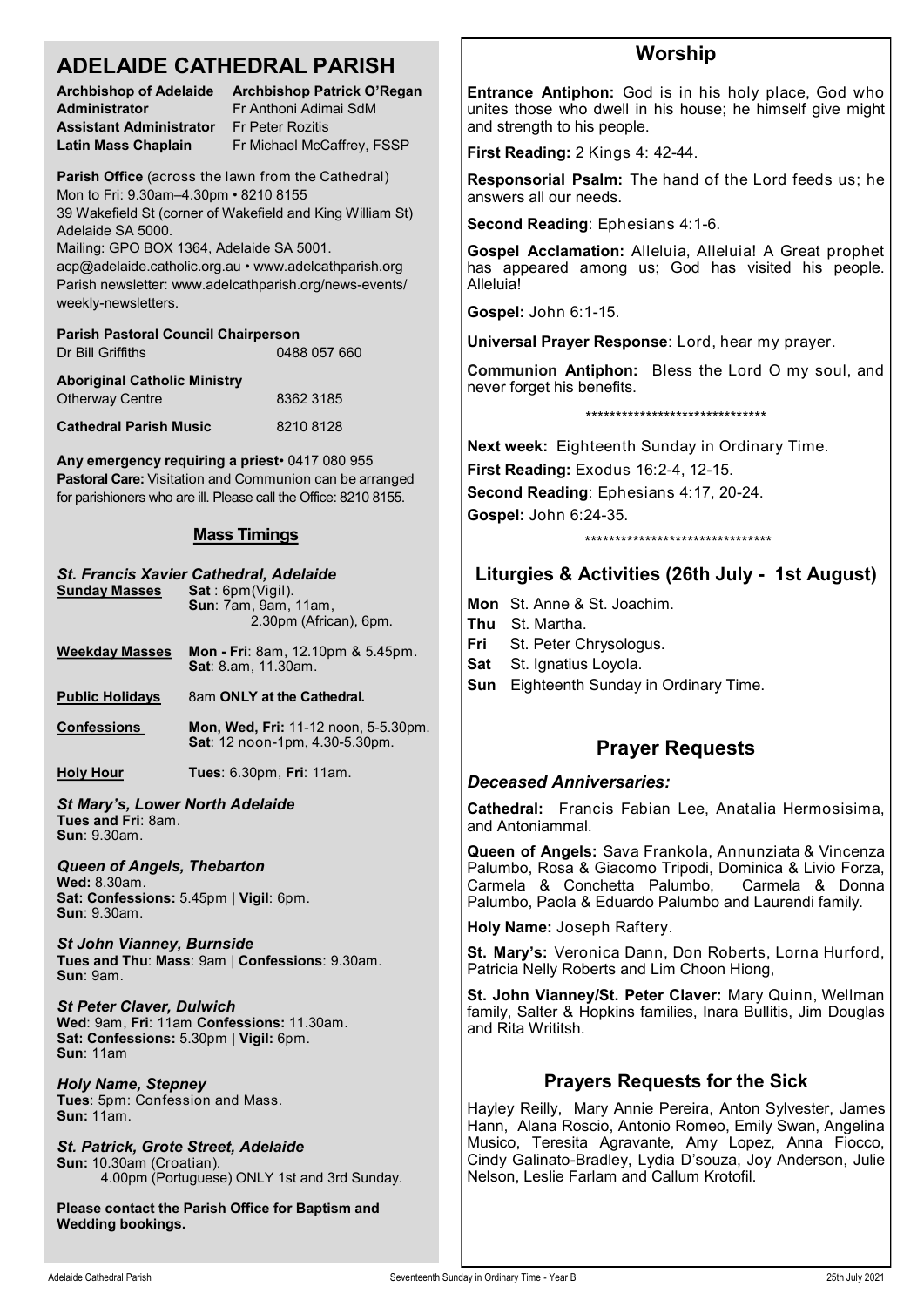# ADELAIDE CATHEDRAL PARISH

| | |
|---|---|
| **Archbishop of Adelaide** | **Archbishop Patrick O'Regan** |
| **Administrator** | Fr Anthoni Adimai SdM |
| **Assistant Administrator** | Fr Peter Rozitis |
| **Latin Mass Chaplain** | Fr Michael McCaffrey, FSSP |

**Parish Office** (across the lawn from the Cathedral)
Mon to Fri: 9.30am–4.30pm • 8210 8155
39 Wakefield St (corner of Wakefield and King William St) Adelaide SA 5000.
Mailing: GPO BOX 1364, Adelaide SA 5001.
acp@adelaide.catholic.org.au • www.adelcathparish.org
Parish newsletter: www.adelcathparish.org/news-events/weekly-newsletters.

**Parish Pastoral Council Chairperson**
Dr Bill Griffiths 0488 057 660

**Aboriginal Catholic Ministry**
Otherway Centre 8362 3185

**Cathedral Parish Music** 8210 8128

**Any emergency requiring a priest**• 0417 080 955
**Pastoral Care:** Visitation and Communion can be arranged for parishioners who are ill. Please call the Office: 8210 8155.

## Mass Timings

### *St. Francis Xavier Cathedral, Adelaide*

| | |
|---|---|
| **Sunday Masses** | **Sat** : 6pm(Vigil). **Sun**: 7am, 9am, 11am, 2.30pm (African), 6pm. |
| **Weekday Masses** | **Mon - Fri**: 8am, 12.10pm & 5.45pm. **Sat**: 8.am, 11.30am. |
| **Public Holidays** | 8am **ONLY at the Cathedral.** |
| **Confessions** | **Mon, Wed, Fri:** 11-12 noon, 5-5.30pm. **Sat**: 12 noon-1pm, 4.30-5.30pm. |
| **Holy Hour** | **Tues**: 6.30pm, **Fri**: 11am. |

### *St Mary's, Lower North Adelaide*
**Tues and Fri**: 8am.
**Sun**: 9.30am.

### *Queen of Angels, Thebarton*
**Wed:** 8.30am.
**Sat: Confessions:** 5.45pm | **Vigil**: 6pm.
**Sun**: 9.30am.

### *St John Vianney, Burnside*
**Tues and Thu**: **Mass**: 9am | **Confessions**: 9.30am.
**Sun**: 9am.

### *St Peter Claver, Dulwich*
**Wed**: 9am, **Fri**: 11am **Confessions:** 11.30am.
**Sat: Confessions:** 5.30pm | **Vigil:** 6pm.
**Sun**: 11am

### *Holy Name, Stepney*
**Tues**: 5pm: Confession and Mass.
**Sun:** 11am.

### *St. Patrick, Grote Street, Adelaide*
**Sun:** 10.30am (Croatian).
4.00pm (Portuguese) ONLY 1st and 3rd Sunday.

**Please contact the Parish Office for Baptism and Wedding bookings.**

## Worship

**Entrance Antiphon:** God is in his holy place, God who unites those who dwell in his house; he himself give might and strength to his people.

**First Reading:** 2 Kings 4: 42-44.

**Responsorial Psalm:** The hand of the Lord feeds us; he answers all our needs.

**Second Reading**: Ephesians 4:1-6.

**Gospel Acclamation:** Alleluia, Alleluia! A Great prophet has appeared among us; God has visited his people. Alleluia!

**Gospel:** John 6:1-15.

**Universal Prayer Response**: Lord, hear my prayer.

**Communion Antiphon:** Bless the Lord O my soul, and never forget his benefits.

******************************

**Next week:** Eighteenth Sunday in Ordinary Time.

**First Reading:** Exodus 16:2-4, 12-15.

**Second Reading**: Ephesians 4:17, 20-24.

**Gospel:** John 6:24-35.

*******************************

## Liturgies & Activities (26th July - 1st August)

**Mon** St. Anne & St. Joachim.
**Thu** St. Martha.
**Fri** St. Peter Chrysologus.
**Sat** St. Ignatius Loyola.
**Sun** Eighteenth Sunday in Ordinary Time.

## Prayer Requests

### *Deceased Anniversaries:*

**Cathedral:** Francis Fabian Lee, Anatalia Hermosisima, and Antoniammal.

**Queen of Angels:** Sava Frankola, Annunziata & Vincenza Palumbo, Rosa & Giacomo Tripodi, Dominica & Livio Forza, Carmela & Conchetta Palumbo, Carmela & Donna Palumbo, Paola & Eduardo Palumbo and Laurendi family.

**Holy Name:** Joseph Raftery.

**St. Mary's:** Veronica Dann, Don Roberts, Lorna Hurford, Patricia Nelly Roberts and Lim Choon Hiong,

**St. John Vianney/St. Peter Claver:** Mary Quinn, Wellman family, Salter & Hopkins families, Inara Bullitis, Jim Douglas and Rita Writitsh.

### Prayers Requests for the Sick

Hayley Reilly, Mary Annie Pereira, Anton Sylvester, James Hann, Alana Roscio, Antonio Romeo, Emily Swan, Angelina Musico, Teresita Agravante, Amy Lopez, Anna Fiocco, Cindy Galinato-Bradley, Lydia D'souza, Joy Anderson, Julie Nelson, Leslie Farlam and Callum Krotofil.